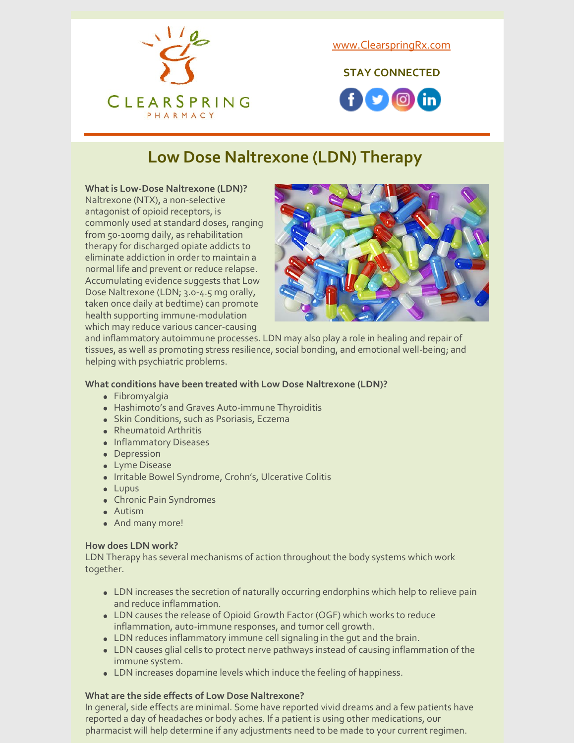CLEARSPRING PHARMACY

www.ClearspringRx.com

STAY CONNECTED

# Low Dose Naltrexone (LDN) Therapy

**What is Low-Dose Naltrexone (LDN)?**
Naltrexone (NTX), a non-selective antagonist of opioid receptors, is commonly used at standard doses, ranging from 50-100mg daily, as rehabilitation therapy for discharged opiate addicts to eliminate addiction in order to maintain a normal life and prevent or reduce relapse. Accumulating evidence suggests that Low Dose Naltrexone (LDN; 3.0-4.5 mg orally, taken once daily at bedtime) can promote health supporting immune-modulation which may reduce various cancer-causing and inflammatory autoimmune processes. LDN may also play a role in healing and repair of tissues, as well as promoting stress resilience, social bonding, and emotional well-being; and helping with psychiatric problems.

**What conditions have been treated with Low Dose Naltrexone (LDN)?**

- Fibromyalgia
- Hashimoto's and Graves Auto-immune Thyroiditis
- Skin Conditions, such as Psoriasis, Eczema
- Rheumatoid Arthritis
- Inflammatory Diseases
- Depression
- Lyme Disease
- Irritable Bowel Syndrome, Crohn's, Ulcerative Colitis
- Lupus
- Chronic Pain Syndromes
- Autism
- And many more!

**How does LDN work?**
LDN Therapy has several mechanisms of action throughout the body systems which work together.

- LDN increases the secretion of naturally occurring endorphins which help to relieve pain and reduce inflammation.
- LDN causes the release of Opioid Growth Factor (OGF) which works to reduce inflammation, auto-immune responses, and tumor cell growth.
- LDN reduces inflammatory immune cell signaling in the gut and the brain.
- LDN causes glial cells to protect nerve pathways instead of causing inflammation of the immune system.
- LDN increases dopamine levels which induce the feeling of happiness.

**What are the side effects of Low Dose Naltrexone?**
In general, side effects are minimal. Some have reported vivid dreams and a few patients have reported a day of headaches or body aches. If a patient is using other medications, our pharmacist will help determine if any adjustments need to be made to your current regimen.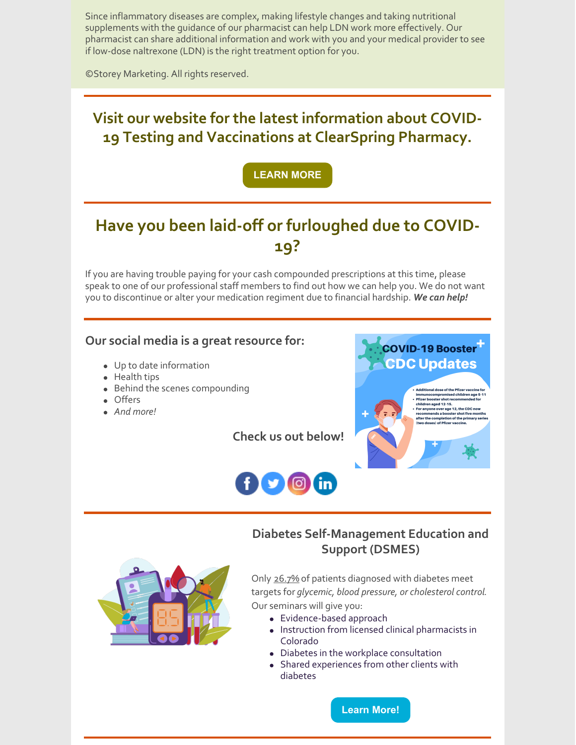Since inflammatory diseases are complex, making lifestyle changes and taking nutritional supplements with the guidance of our pharmacist can help LDN work more effectively. Our pharmacist can share additional information and work with you and your medical provider to see if low-dose naltrexone (LDN) is the right treatment option for you.

©Storey Marketing. All rights reserved.

---

## Visit our website for the latest information about COVID-19 Testing and Vaccinations at ClearSpring Pharmacy.

LEARN MORE

---

## Have you been laid-off or furloughed due to COVID-19?

If you are having trouble paying for your cash compounded prescriptions at this time, please speak to one of our professional staff members to find out how we can help you. We do not want you to discontinue or alter your medication regiment due to financial hardship. ***We can help!***

---

### Our social media is a great resource for:

- Up to date information
- Health tips
- Behind the scenes compounding
- Offers
- *And more!*

**Check us out below!**

---

### Diabetes Self-Management Education and Support (DSMES)

Only 26.7% of patients diagnosed with diabetes meet targets for *glycemic, blood pressure, or cholesterol control*. Our seminars will give you:

- Evidence-based approach
- Instruction from licensed clinical pharmacists in Colorado
- Diabetes in the workplace consultation
- Shared experiences from other clients with diabetes

Learn More!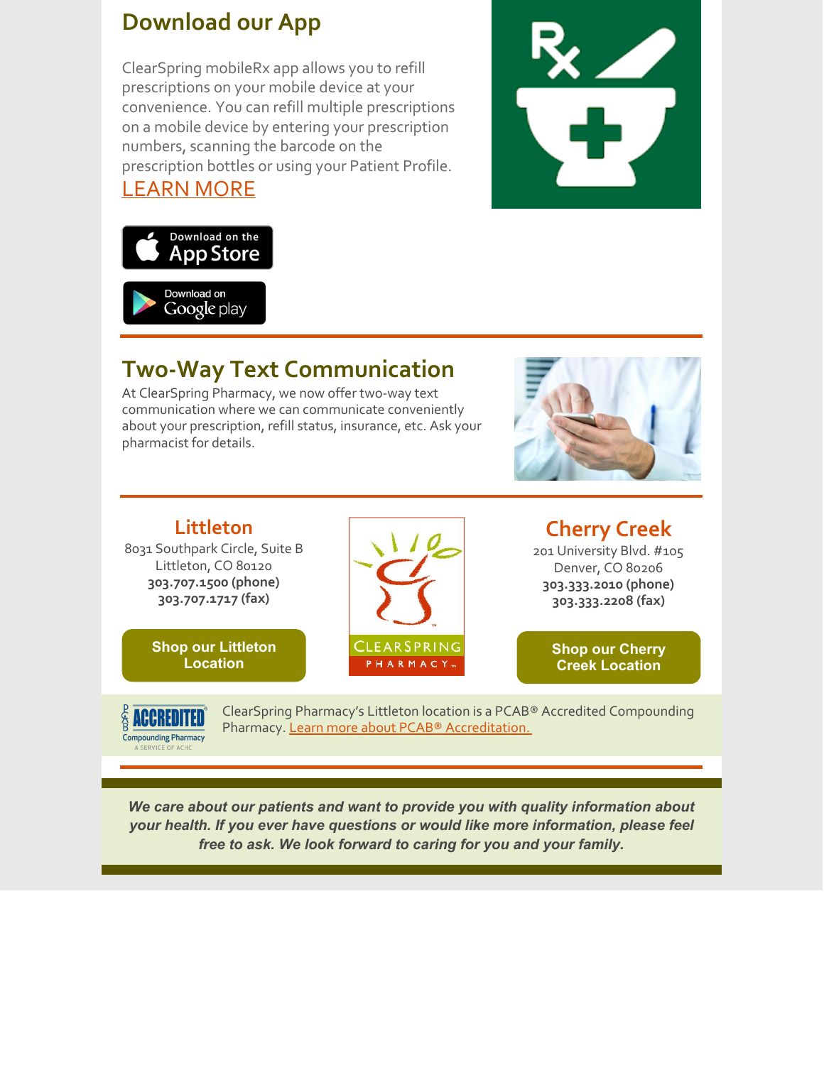## Download our App

ClearSpring mobileRx app allows you to refill prescriptions on your mobile device at your convenience. You can refill multiple prescriptions on a mobile device by entering your prescription numbers, scanning the barcode on the prescription bottles or using your Patient Profile.

LEARN MORE

Download on the App Store

Download on Google play

## Two-Way Text Communication

At ClearSpring Pharmacy, we now offer two-way text communication where we can communicate conveniently about your prescription, refill status, insurance, etc. Ask your pharmacist for details.

### Littleton

8031 Southpark Circle, Suite B
Littleton, CO 80120
**303.707.1500 (phone)**
**303.707.1717 (fax)**

**Shop our Littleton Location**

### Cherry Creek

201 University Blvd. #105
Denver, CO 80206
**303.333.2010 (phone)**
**303.333.2208 (fax)**

**Shop our Cherry Creek Location**

PCAB ACCREDITED Compounding Pharmacy A SERVICE OF ACHC

ClearSpring Pharmacy's Littleton location is a PCAB® Accredited Compounding Pharmacy. Learn more about PCAB® Accreditation.

***We care about our patients and want to provide you with quality information about your health. If you ever have questions or would like more information, please feel free to ask. We look forward to caring for you and your family.***